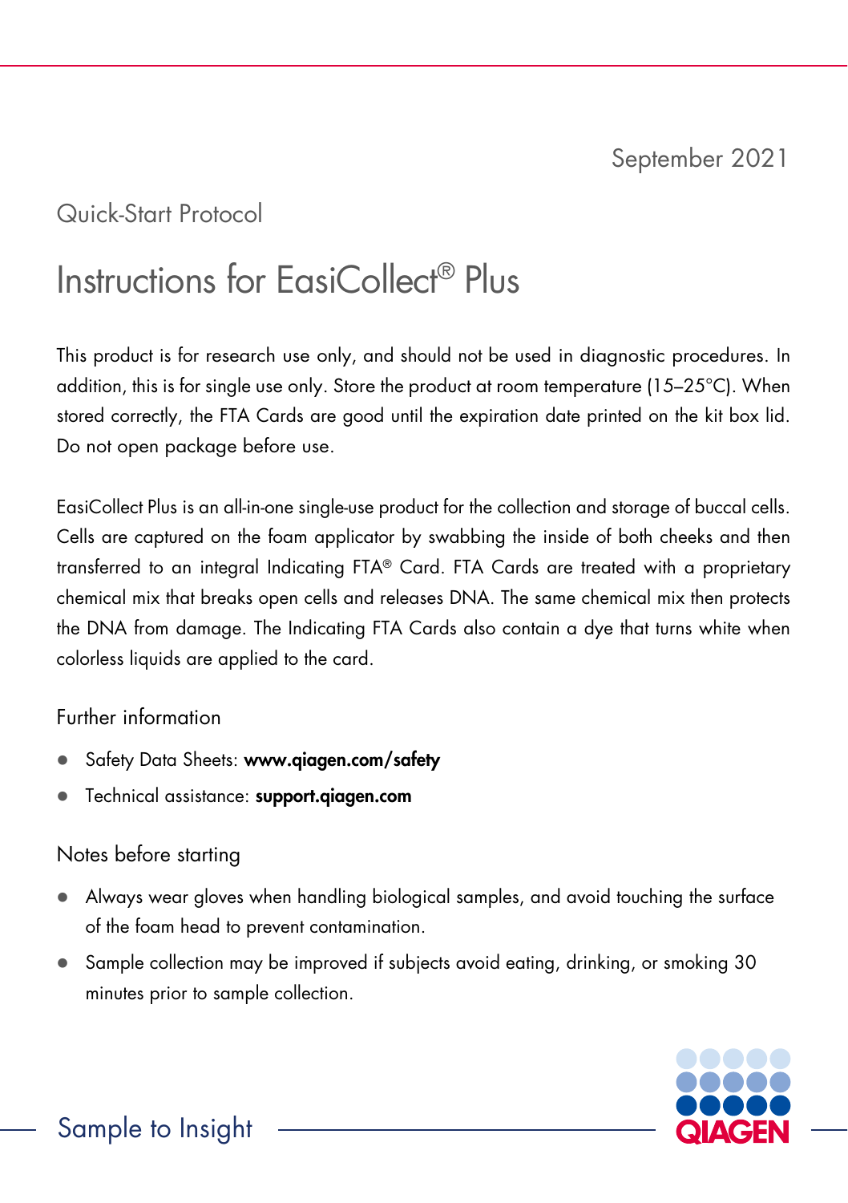September 2021

Quick-Start Protocol

# Instructions for EasiCollect® Plus

This product is for research use only, and should not be used in diagnostic procedures. In addition, this is for single use only. Store the product at room temperature (15–25°C). When stored correctly, the FTA Cards are good until the expiration date printed on the kit box lid. Do not open package before use.

EasiCollect Plus is an all-in-one single-use product for the collection and storage of buccal cells. Cells are captured on the foam applicator by swabbing the inside of both cheeks and then transferred to an integral Indicating FTA® Card. FTA Cards are treated with a proprietary chemical mix that breaks open cells and releases DNA. The same chemical mix then protects the DNA from damage. The Indicating FTA Cards also contain a dye that turns white when colorless liquids are applied to the card.

## Further information

- Safety Data Sheets: **www.qiagen.com/safety**
- Technical assistance: **support.qiagen.com**

## Notes before starting

- Always wear gloves when handling biological samples, and avoid touching the surface of the foam head to prevent contamination.
- Sample collection may be improved if subjects avoid eating, drinking, or smoking 30 minutes prior to sample collection.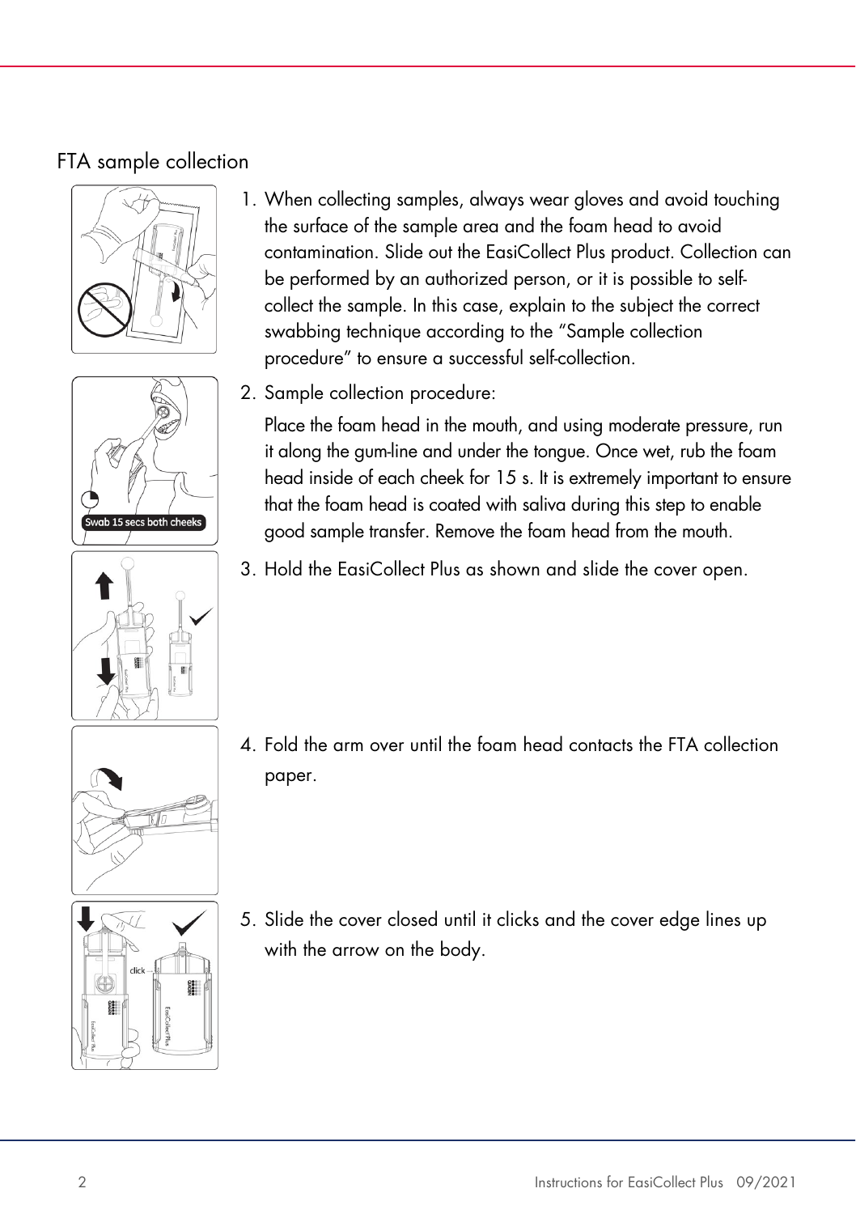## FTA sample collection

1. When collecting samples, always wear gloves and avoid touching the surface of the sample area and the foam head to avoid contamination. Slide out the EasiCollect Plus product. Collection can be performed by an authorized person, or it is possible to self-collect the sample. In this case, explain to the subject the correct swabbing technique according to the "Sample collection procedure" to ensure a successful self-collection.
2. Sample collection procedure:

   Place the foam head in the mouth, and using moderate pressure, run it along the gum-line and under the tongue. Once wet, rub the foam head inside of each cheek for 15 s. It is extremely important to ensure that the foam head is coated with saliva during this step to enable good sample transfer. Remove the foam head from the mouth.
3. Hold the EasiCollect Plus as shown and slide the cover open.
4. Fold the arm over until the foam head contacts the FTA collection paper.
5. Slide the cover closed until it clicks and the cover edge lines up with the arrow on the body.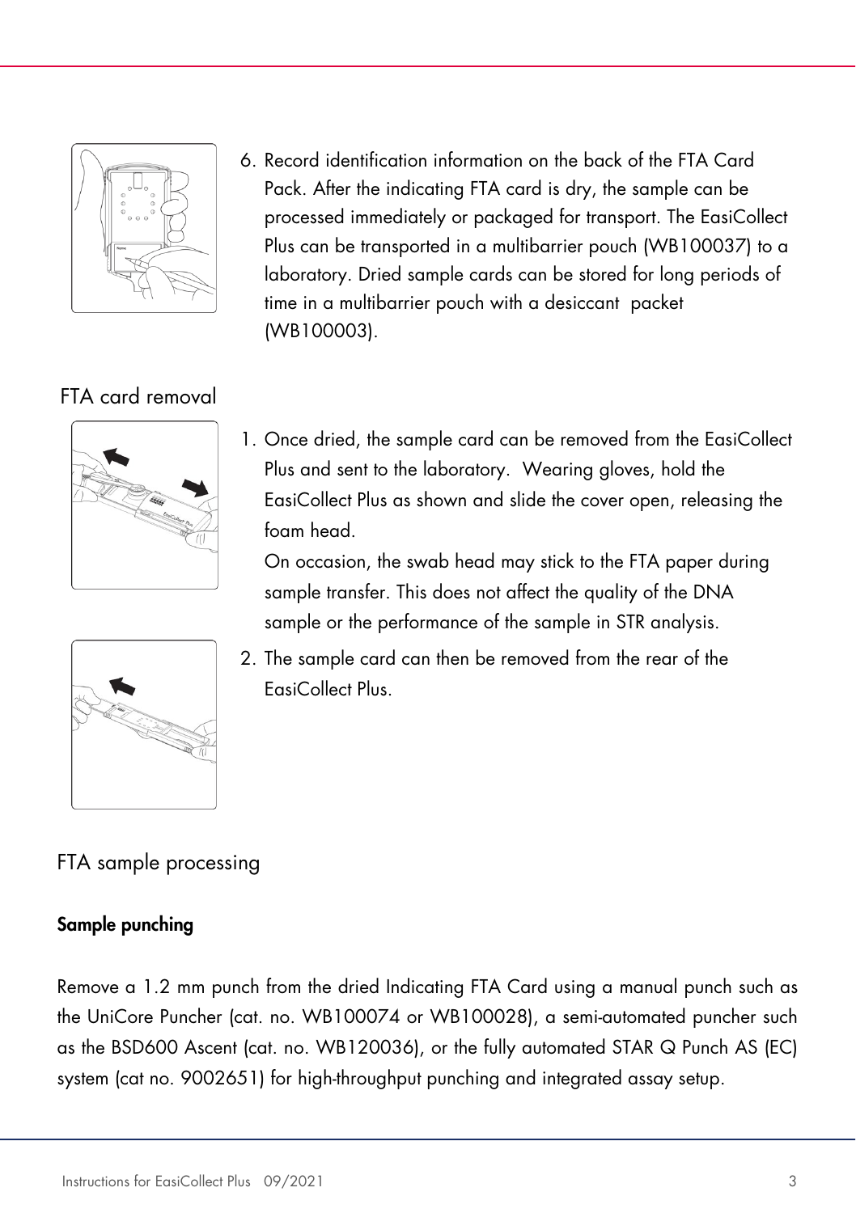6. Record identification information on the back of the FTA Card Pack. After the indicating FTA card is dry, the sample can be processed immediately or packaged for transport. The EasiCollect Plus can be transported in a multibarrier pouch (WB100037) to a laboratory. Dried sample cards can be stored for long periods of time in a multibarrier pouch with a desiccant packet (WB100003).

## FTA card removal

1. Once dried, the sample card can be removed from the EasiCollect Plus and sent to the laboratory. Wearing gloves, hold the EasiCollect Plus as shown and slide the cover open, releasing the foam head.

   On occasion, the swab head may stick to the FTA paper during sample transfer. This does not affect the quality of the DNA sample or the performance of the sample in STR analysis.

2. The sample card can then be removed from the rear of the EasiCollect Plus.

## FTA sample processing

### Sample punching

Remove a 1.2 mm punch from the dried Indicating FTA Card using a manual punch such as the UniCore Puncher (cat. no. WB100074 or WB100028), a semi-automated puncher such as the BSD600 Ascent (cat. no. WB120036), or the fully automated STAR Q Punch AS (EC) system (cat no. 9002651) for high-throughput punching and integrated assay setup.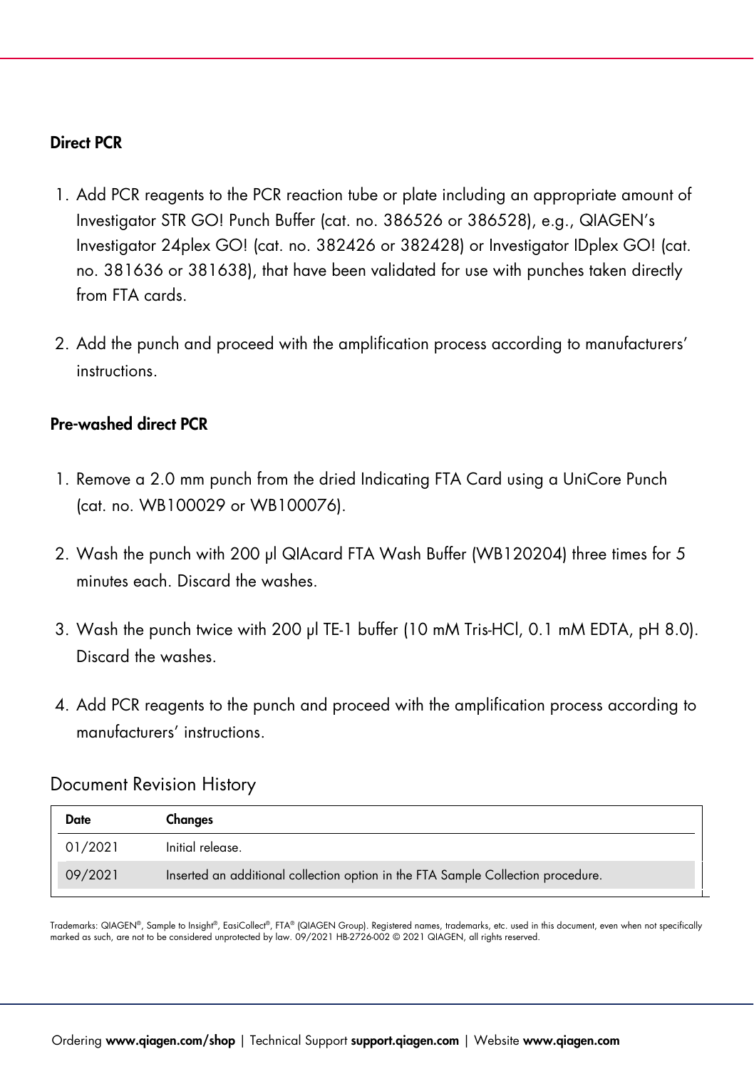### Direct PCR

1. Add PCR reagents to the PCR reaction tube or plate including an appropriate amount of Investigator STR GO! Punch Buffer (cat. no. 386526 or 386528), e.g., QIAGEN's Investigator 24plex GO! (cat. no. 382426 or 382428) or Investigator IDplex GO! (cat. no. 381636 or 381638), that have been validated for use with punches taken directly from FTA cards.
2. Add the punch and proceed with the amplification process according to manufacturers' instructions.

### Pre-washed direct PCR

1. Remove a 2.0 mm punch from the dried Indicating FTA Card using a UniCore Punch (cat. no. WB100029 or WB100076).
2. Wash the punch with 200 µl QIAcard FTA Wash Buffer (WB120204) three times for 5 minutes each. Discard the washes.
3. Wash the punch twice with 200 µl TE-1 buffer (10 mM Tris-HCl, 0.1 mM EDTA, pH 8.0). Discard the washes.
4. Add PCR reagents to the punch and proceed with the amplification process according to manufacturers' instructions.

## Document Revision History

| Date | Changes |
|---|---|
| 01/2021 | Initial release. |
| 09/2021 | Inserted an additional collection option in the FTA Sample Collection procedure. |

Trademarks: QIAGEN®, Sample to Insight®, EasiCollect®, FTA® (QIAGEN Group). Registered names, trademarks, etc. used in this document, even when not specifically marked as such, are not to be considered unprotected by law. 09/2021 HB-2726-002 © 2021 QIAGEN, all rights reserved.

Ordering **www.qiagen.com/shop** | Technical Support **support.qiagen.com** | Website **www.qiagen.com**